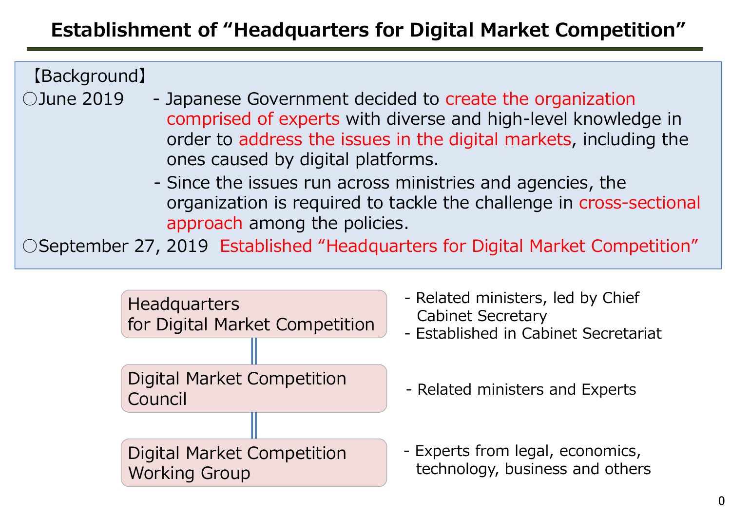# Establishment of "Headquarters for Digital Market Competition"

【Background】

〇June 2019
- Japanese Government decided to create the organization comprised of experts with diverse and high-level knowledge in order to address the issues in the digital markets, including the ones caused by digital platforms.
- Since the issues run across ministries and agencies, the organization is required to tackle the challenge in cross-sectional approach among the policies.

〇September 27, 2019 Established "Headquarters for Digital Market Competition"

| Organization | Description |
| --- | --- |
| Headquarters for Digital Market Competition | - Related ministers, led by Chief Cabinet Secretary<br>- Established in Cabinet Secretariat |
| Digital Market Competition Council | - Related ministers and Experts |
| Digital Market Competition Working Group | - Experts from legal, economics, technology, business and others |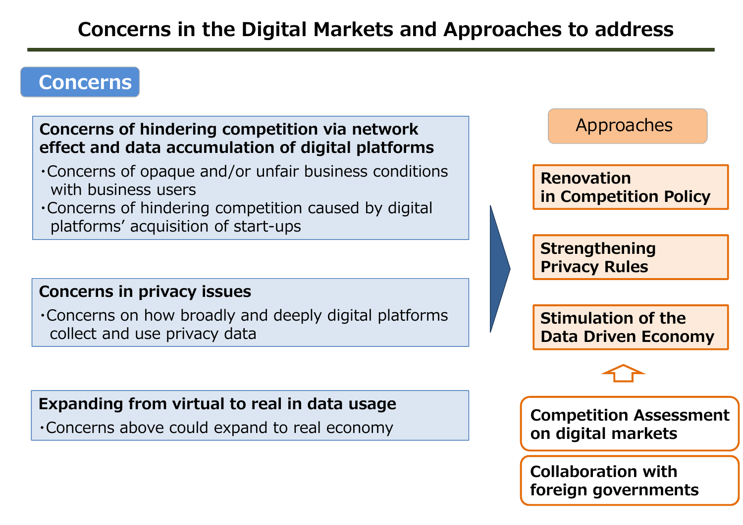# Concerns in the Digital Markets and Approaches to address

## Concerns

**Concerns of hindering competition via network effect and data accumulation of digital platforms**

- Concerns of opaque and/or unfair business conditions with business users
- Concerns of hindering competition caused by digital platforms' acquisition of start-ups

**Concerns in privacy issues**

- Concerns on how broadly and deeply digital platforms collect and use privacy data

**Expanding from virtual to real in data usage**

- Concerns above could expand to real economy

## Approaches

**Renovation in Competition Policy**

**Strengthening Privacy Rules**

**Stimulation of the Data Driven Economy**

**Competition Assessment on digital markets**

**Collaboration with foreign governments**